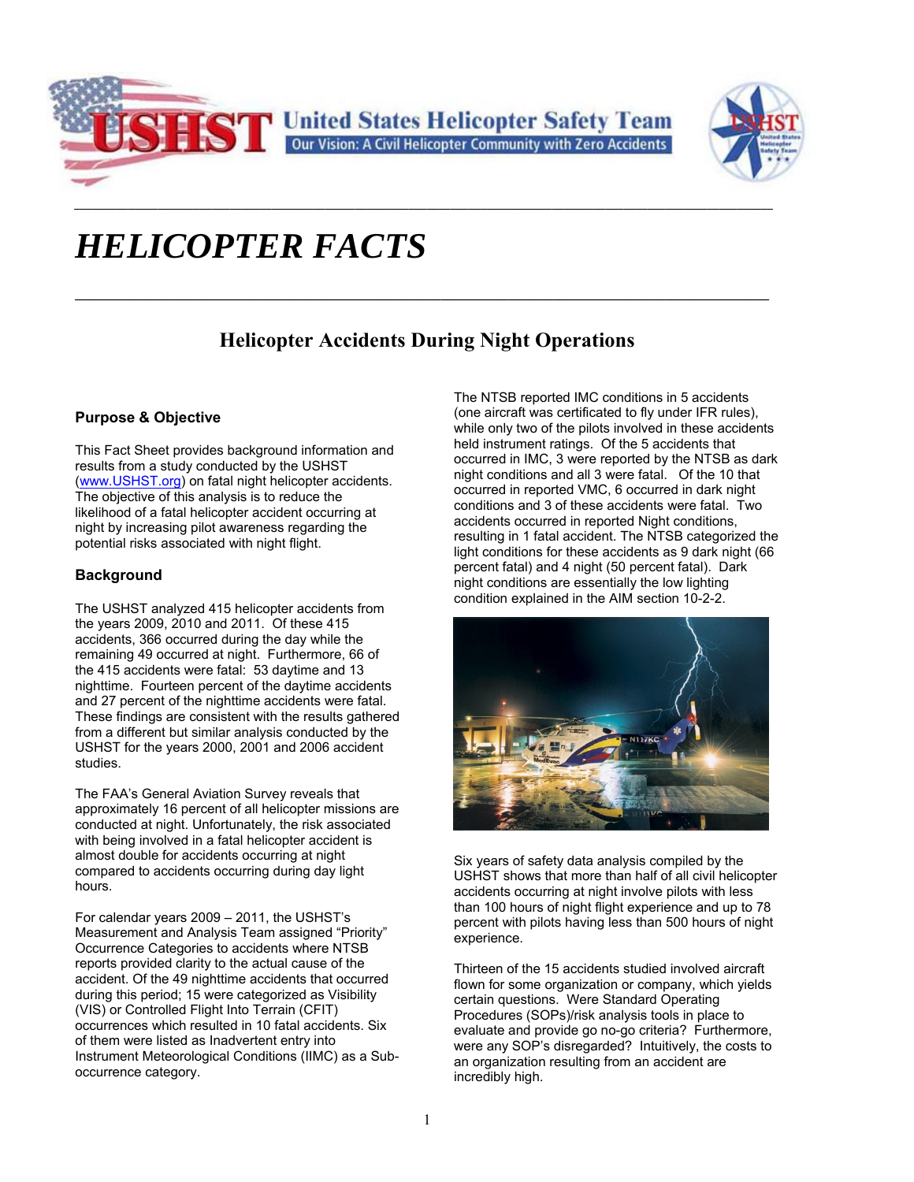# HELICOPTER FACTS

## Helicopter Accidents During Night Operations

### Purpose & Objective

This Fact Sheet provides background information and results from a study conducted by the USHST (www.USHST.org) on fatal night helicopter accidents. The objective of this analysis is to reduce the likelihood of a fatal helicopter accident occurring at night by increasing pilot awareness regarding the potential risks associated with night flight.

### Background

The USHST analyzed 415 helicopter accidents from the years 2009, 2010 and 2011. Of these 415 accidents, 366 occurred during the day while the remaining 49 occurred at night. Furthermore, 66 of the 415 accidents were fatal: 53 daytime and 13 nighttime. Fourteen percent of the daytime accidents and 27 percent of the nighttime accidents were fatal. These findings are consistent with the results gathered from a different but similar analysis conducted by the USHST for the years 2000, 2001 and 2006 accident studies.

The FAA's General Aviation Survey reveals that approximately 16 percent of all helicopter missions are conducted at night. Unfortunately, the risk associated with being involved in a fatal helicopter accident is almost double for accidents occurring at night compared to accidents occurring during day light hours.

For calendar years 2009 – 2011, the USHST's Measurement and Analysis Team assigned "Priority" Occurrence Categories to accidents where NTSB reports provided clarity to the actual cause of the accident. Of the 49 nighttime accidents that occurred during this period; 15 were categorized as Visibility (VIS) or Controlled Flight Into Terrain (CFIT) occurrences which resulted in 10 fatal accidents. Six of them were listed as Inadvertent entry into Instrument Meteorological Conditions (IIMC) as a Sub-occurrence category.

The NTSB reported IMC conditions in 5 accidents (one aircraft was certificated to fly under IFR rules), while only two of the pilots involved in these accidents held instrument ratings. Of the 5 accidents that occurred in IMC, 3 were reported by the NTSB as dark night conditions and all 3 were fatal. Of the 10 that occurred in reported VMC, 6 occurred in dark night conditions and 3 of these accidents were fatal. Two accidents occurred in reported Night conditions, resulting in 1 fatal accident. The NTSB categorized the light conditions for these accidents as 9 dark night (66 percent fatal) and 4 night (50 percent fatal). Dark night conditions are essentially the low lighting condition explained in the AIM section 10-2-2.

Six years of safety data analysis compiled by the USHST shows that more than half of all civil helicopter accidents occurring at night involve pilots with less than 100 hours of night flight experience and up to 78 percent with pilots having less than 500 hours of night experience.

Thirteen of the 15 accidents studied involved aircraft flown for some organization or company, which yields certain questions. Were Standard Operating Procedures (SOPs)/risk analysis tools in place to evaluate and provide go no-go criteria? Furthermore, were any SOP's disregarded? Intuitively, the costs to an organization resulting from an accident are incredibly high.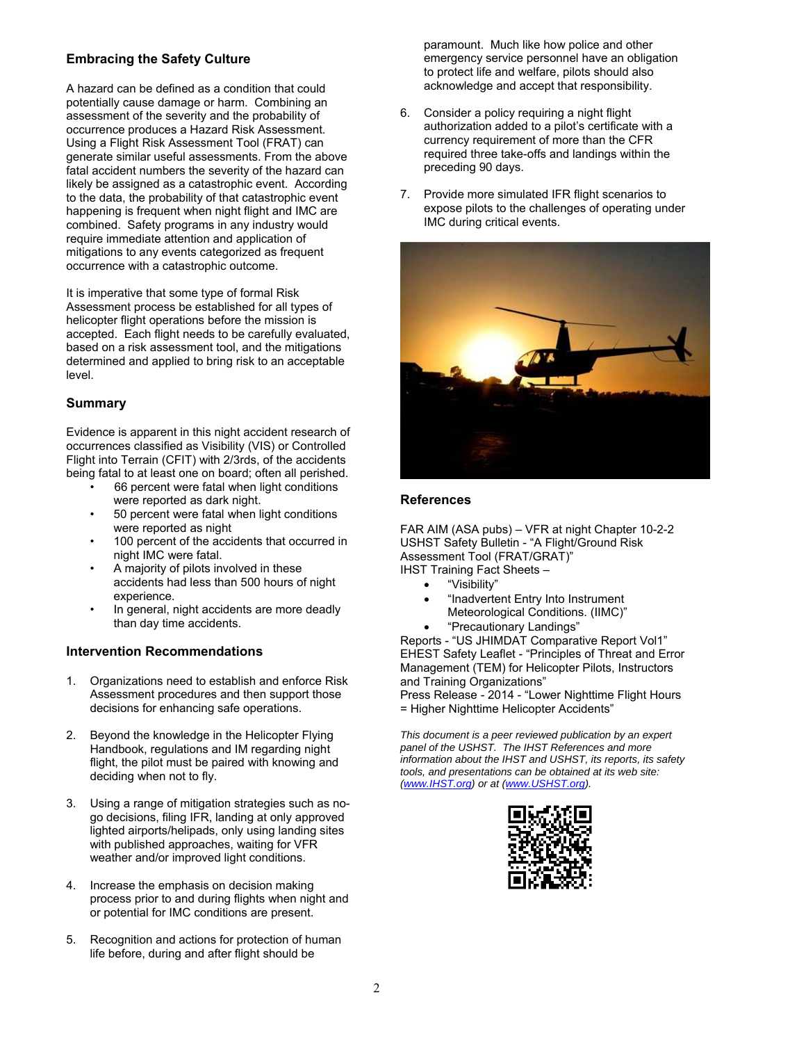## Embracing the Safety Culture

A hazard can be defined as a condition that could potentially cause damage or harm. Combining an assessment of the severity and the probability of occurrence produces a Hazard Risk Assessment. Using a Flight Risk Assessment Tool (FRAT) can generate similar useful assessments. From the above fatal accident numbers the severity of the hazard can likely be assigned as a catastrophic event. According to the data, the probability of that catastrophic event happening is frequent when night flight and IMC are combined. Safety programs in any industry would require immediate attention and application of mitigations to any events categorized as frequent occurrence with a catastrophic outcome.

It is imperative that some type of formal Risk Assessment process be established for all types of helicopter flight operations before the mission is accepted. Each flight needs to be carefully evaluated, based on a risk assessment tool, and the mitigations determined and applied to bring risk to an acceptable level.

## Summary

Evidence is apparent in this night accident research of occurrences classified as Visibility (VIS) or Controlled Flight into Terrain (CFIT) with 2/3rds, of the accidents being fatal to at least one on board; often all perished.

- 66 percent were fatal when light conditions were reported as dark night.
- 50 percent were fatal when light conditions were reported as night
- 100 percent of the accidents that occurred in night IMC were fatal.
- A majority of pilots involved in these accidents had less than 500 hours of night experience.
- In general, night accidents are more deadly than day time accidents.

## Intervention Recommendations

1. Organizations need to establish and enforce Risk Assessment procedures and then support those decisions for enhancing safe operations.
2. Beyond the knowledge in the Helicopter Flying Handbook, regulations and IM regarding night flight, the pilot must be paired with knowing and deciding when not to fly.
3. Using a range of mitigation strategies such as no-go decisions, filing IFR, landing at only approved lighted airports/helipads, only using landing sites with published approaches, waiting for VFR weather and/or improved light conditions.
4. Increase the emphasis on decision making process prior to and during flights when night and or potential for IMC conditions are present.
5. Recognition and actions for protection of human life before, during and after flight should be paramount. Much like how police and other emergency service personnel have an obligation to protect life and welfare, pilots should also acknowledge and accept that responsibility.
6. Consider a policy requiring a night flight authorization added to a pilot's certificate with a currency requirement of more than the CFR required three take-offs and landings within the preceding 90 days.
7. Provide more simulated IFR flight scenarios to expose pilots to the challenges of operating under IMC during critical events.

## References

FAR AIM (ASA pubs) – VFR at night Chapter 10-2-2
USHST Safety Bulletin - "A Flight/Ground Risk Assessment Tool (FRAT/GRAT)"
IHST Training Fact Sheets –

- "Visibility"
- "Inadvertent Entry Into Instrument Meteorological Conditions. (IIMC)"
- "Precautionary Landings"

Reports - "US JHIMDAT Comparative Report Vol1"
EHEST Safety Leaflet - "Principles of Threat and Error Management (TEM) for Helicopter Pilots, Instructors and Training Organizations"
Press Release - 2014 - "Lower Nighttime Flight Hours = Higher Nighttime Helicopter Accidents"

*This document is a peer reviewed publication by an expert panel of the USHST. The IHST References and more information about the IHST and USHST, its reports, its safety tools, and presentations can be obtained at its web site: (www.IHST.org) or at (www.USHST.org).*